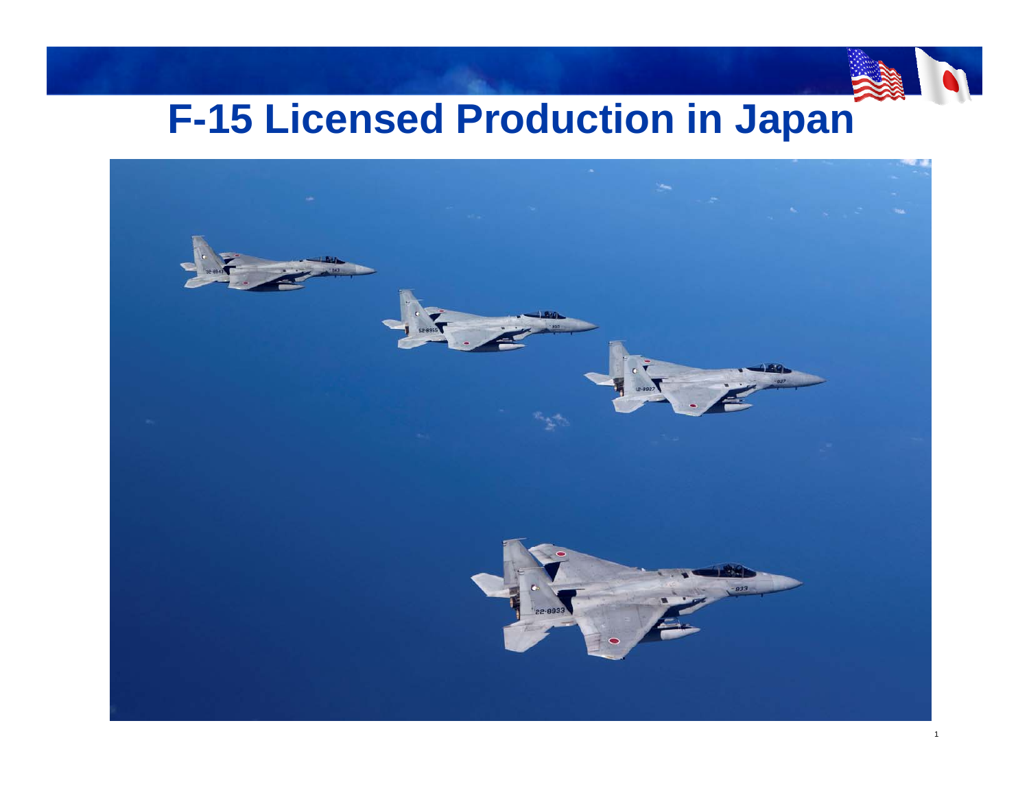# F-15 Licensed Production in Japan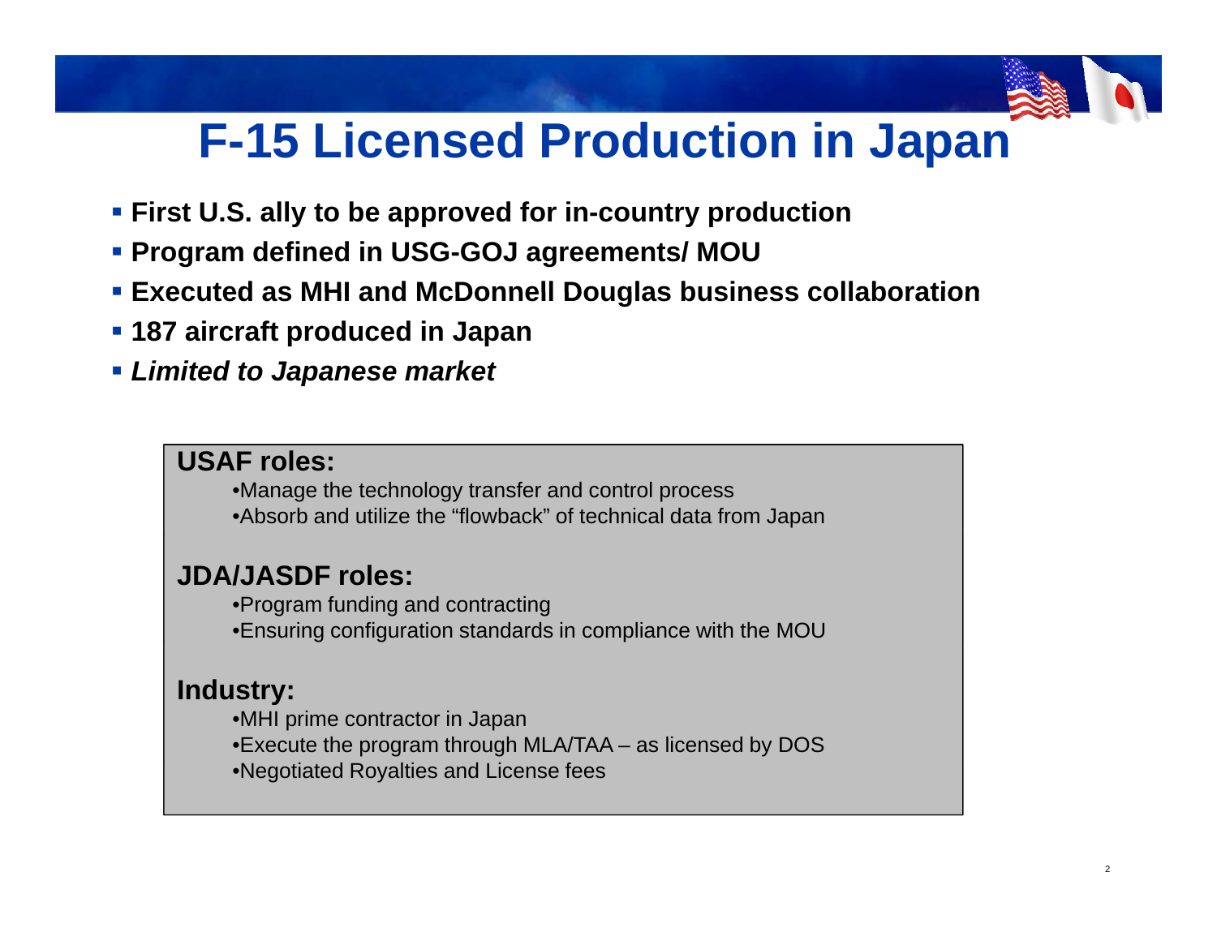# F-15 Licensed Production in Japan

- **First U.S. ally to be approved for in-country production**
- **Program defined in USG-GOJ agreements/ MOU**
- **Executed as MHI and McDonnell Douglas business collaboration**
- **187 aircraft produced in Japan**
- ***Limited to Japanese market***

**USAF roles:**

- Manage the technology transfer and control process
- Absorb and utilize the "flowback" of technical data from Japan

**JDA/JASDF roles:**

- Program funding and contracting
- Ensuring configuration standards in compliance with the MOU

**Industry:**

- MHI prime contractor in Japan
- Execute the program through MLA/TAA – as licensed by DOS
- Negotiated Royalties and License fees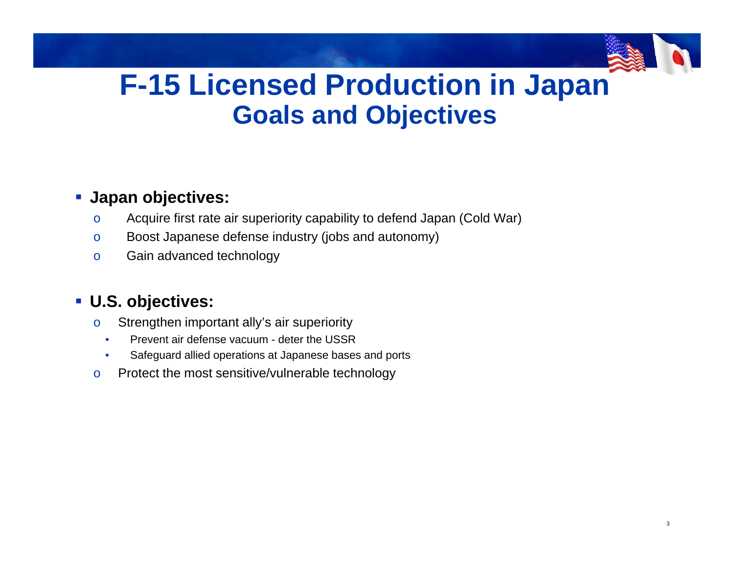# F-15 Licensed Production in Japan
## Goals and Objectives

- **Japan objectives:**
  - Acquire first rate air superiority capability to defend Japan (Cold War)
  - Boost Japanese defense industry (jobs and autonomy)
  - Gain advanced technology

- **U.S. objectives:**
  - Strengthen important ally's air superiority
    - Prevent air defense vacuum - deter the USSR
    - Safeguard allied operations at Japanese bases and ports
  - Protect the most sensitive/vulnerable technology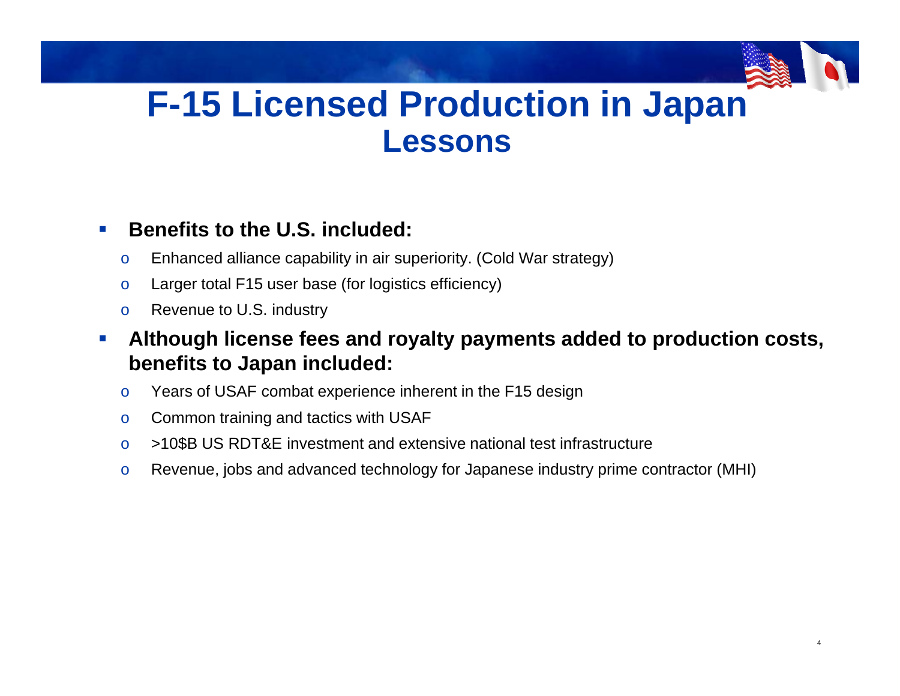# F-15 Licensed Production in Japan
## Lessons

- **Benefits to the U.S. included:**
  - Enhanced alliance capability in air superiority. (Cold War strategy)
  - Larger total F15 user base (for logistics efficiency)
  - Revenue to U.S. industry
- **Although license fees and royalty payments added to production costs, benefits to Japan included:**
  - Years of USAF combat experience inherent in the F15 design
  - Common training and tactics with USAF
  - >10$B US RDT&E investment and extensive national test infrastructure
  - Revenue, jobs and advanced technology for Japanese industry prime contractor (MHI)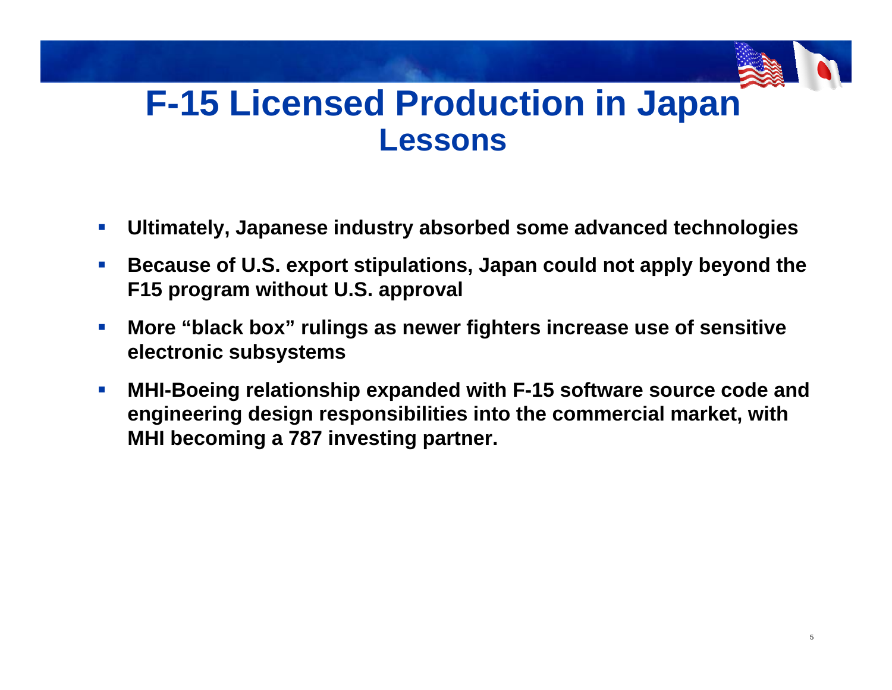# F-15 Licensed Production in Japan

## Lessons

- **Ultimately, Japanese industry absorbed some advanced technologies**
- **Because of U.S. export stipulations, Japan could not apply beyond the F15 program without U.S. approval**
- **More "black box" rulings as newer fighters increase use of sensitive electronic subsystems**
- **MHI-Boeing relationship expanded with F-15 software source code and engineering design responsibilities into the commercial market, with MHI becoming a 787 investing partner.**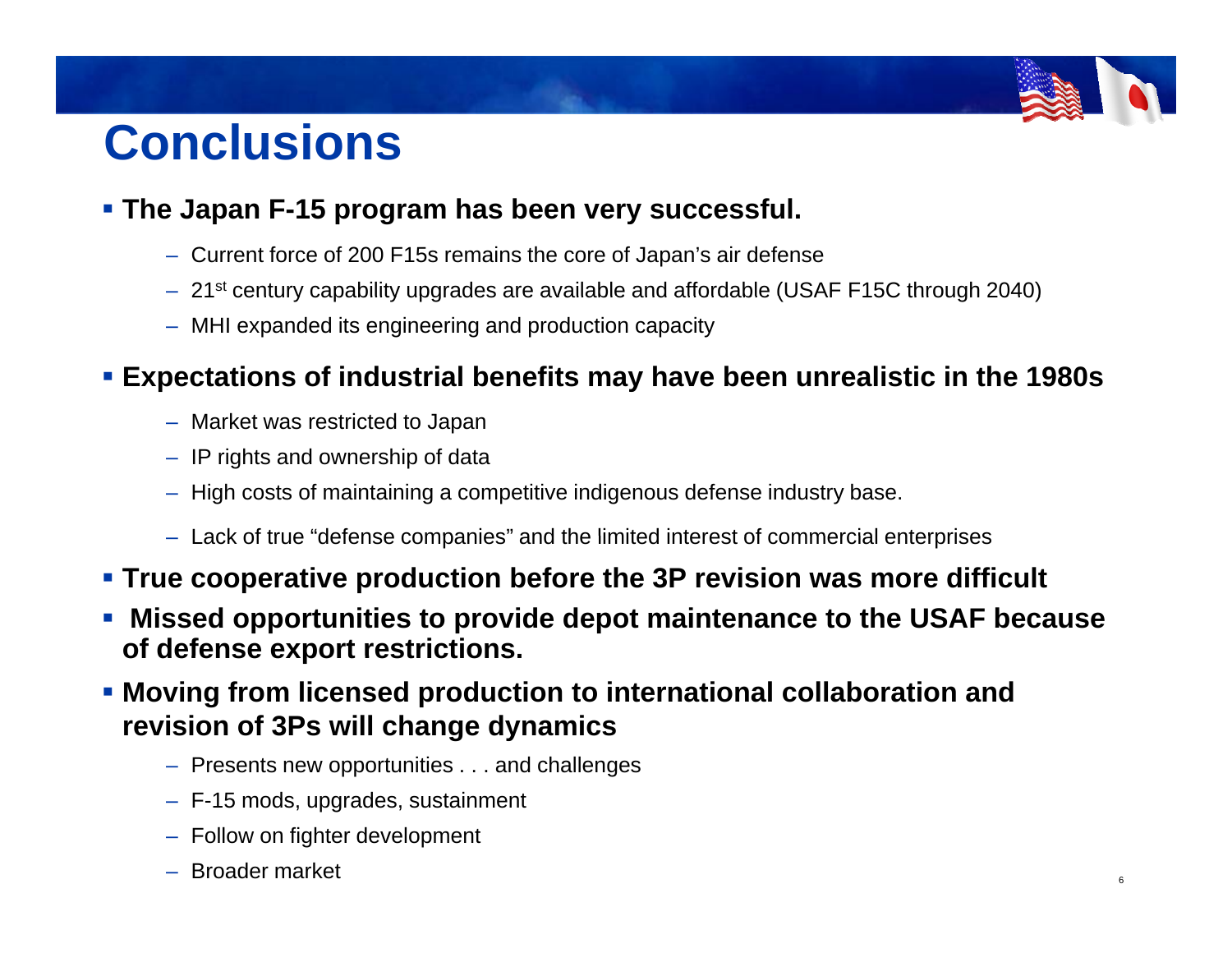# Conclusions

- **The Japan F-15 program has been very successful.**
  - Current force of 200 F15s remains the core of Japan's air defense
  - 21$^{st}$ century capability upgrades are available and affordable (USAF F15C through 2040)
  - MHI expanded its engineering and production capacity
- **Expectations of industrial benefits may have been unrealistic in the 1980s**
  - Market was restricted to Japan
  - IP rights and ownership of data
  - High costs of maintaining a competitive indigenous defense industry base.
  - Lack of true "defense companies" and the limited interest of commercial enterprises
- **True cooperative production before the 3P revision was more difficult**
- **Missed opportunities to provide depot maintenance to the USAF because of defense export restrictions.**
- **Moving from licensed production to international collaboration and revision of 3Ps will change dynamics**
  - Presents new opportunities . . . and challenges
  - F-15 mods, upgrades, sustainment
  - Follow on fighter development
  - Broader market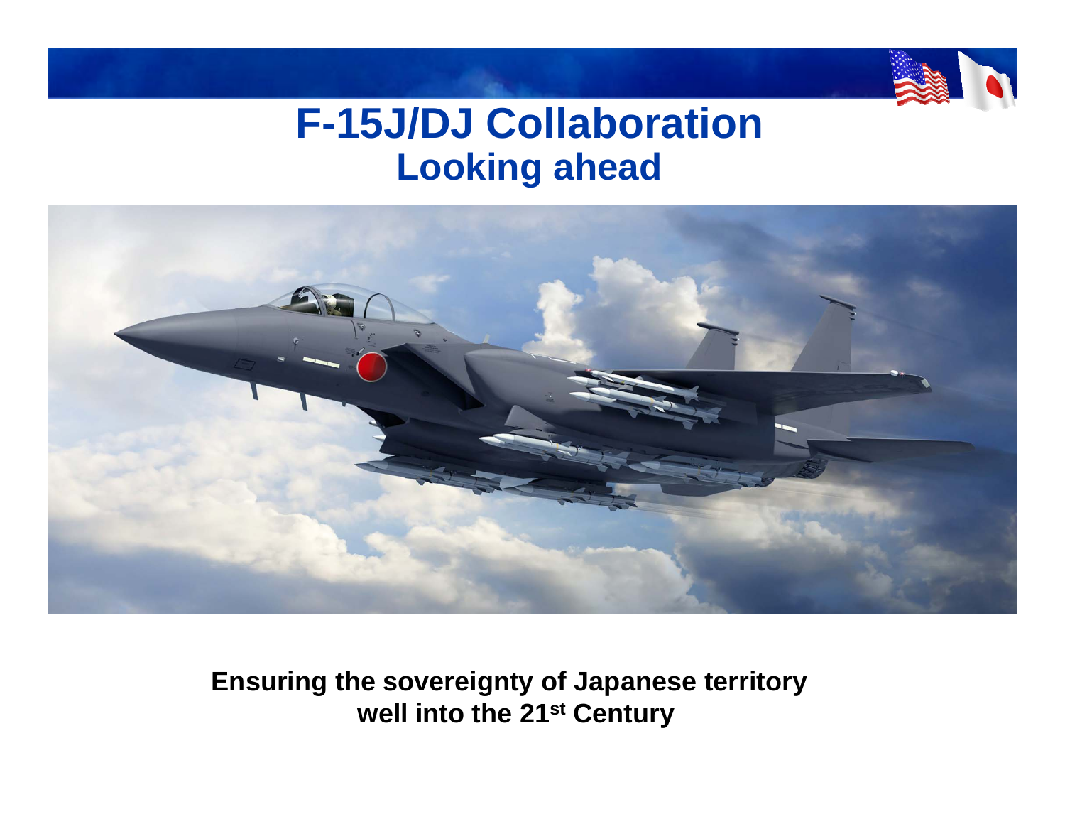# F-15J/DJ Collaboration

## Looking ahead

**Ensuring the sovereignty of Japanese territory well into the 21st Century**